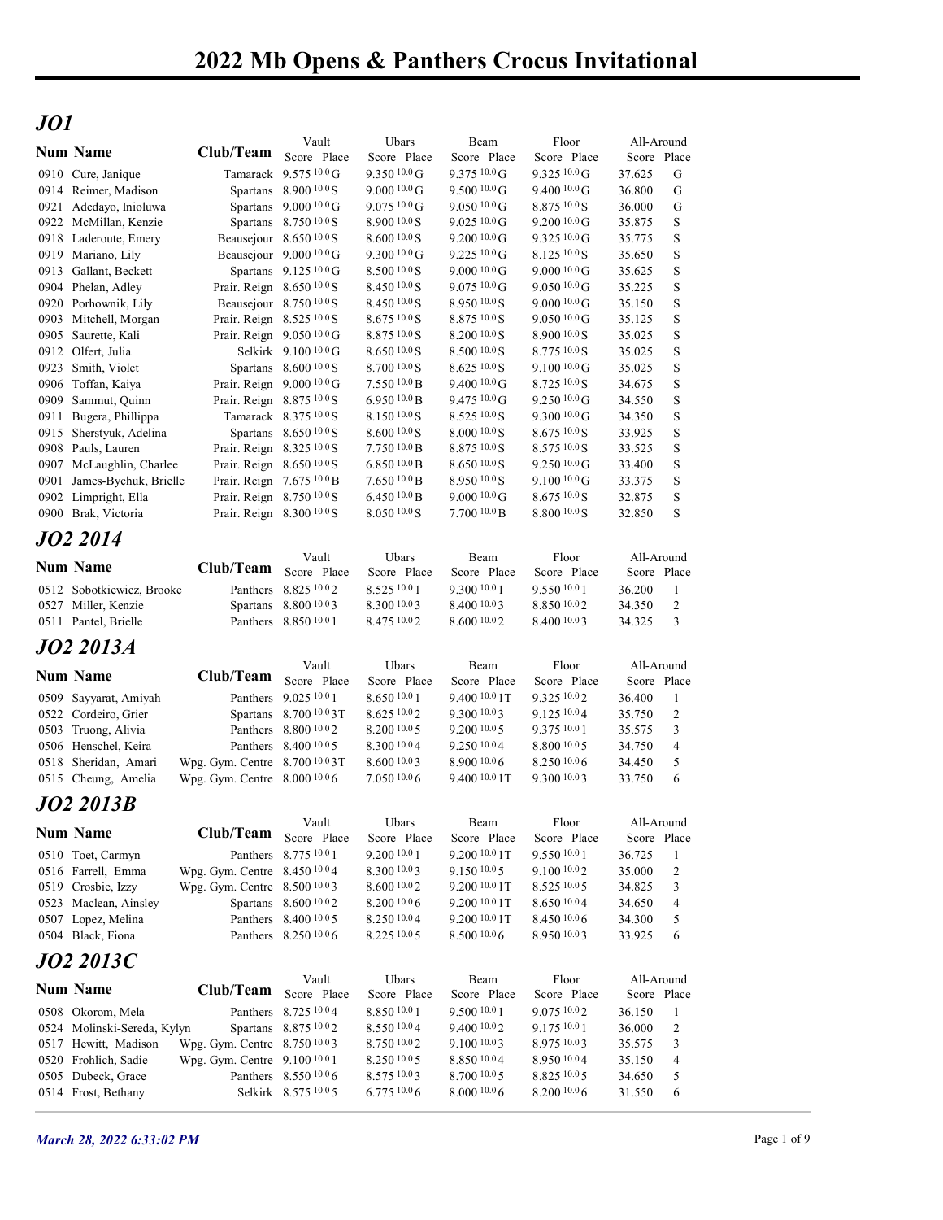# 2022 Mb Opens & Panthers Crocus Invitational

## JO1

| Num | Name | Club/Team | Vault Score | Vault Place | Ubars Score | Ubars Place | Beam Score | Beam Place | Floor Score | Floor Place | All-Around Score | All-Around Place |
|---|---|---|---|---|---|---|---|---|---|---|---|---|
| 0910 | Cure, Janique | Tamarack | 9.575 | 10.0 G | 9.350 | 10.0 G | 9.375 | 10.0 G | 9.325 | 10.0 G | 37.625 | G |
| 0914 | Reimer, Madison | Spartans | 8.900 | 10.0 S | 9.000 | 10.0 G | 9.500 | 10.0 G | 9.400 | 10.0 G | 36.800 | G |
| 0921 | Adedayo, Inioluwa | Spartans | 9.000 | 10.0 G | 9.075 | 10.0 G | 9.050 | 10.0 G | 8.875 | 10.0 S | 36.000 | G |
| 0922 | McMillan, Kenzie | Spartans | 8.750 | 10.0 S | 8.900 | 10.0 S | 9.025 | 10.0 G | 9.200 | 10.0 G | 35.875 | S |
| 0918 | Laderoute, Emery | Beausejour | 8.650 | 10.0 S | 8.600 | 10.0 S | 9.200 | 10.0 G | 9.325 | 10.0 G | 35.775 | S |
| 0919 | Mariano, Lily | Beausejour | 9.000 | 10.0 G | 9.300 | 10.0 G | 9.225 | 10.0 G | 8.125 | 10.0 S | 35.650 | S |
| 0913 | Gallant, Beckett | Spartans | 9.125 | 10.0 G | 8.500 | 10.0 S | 9.000 | 10.0 G | 9.000 | 10.0 G | 35.625 | S |
| 0904 | Phelan, Adley | Prair. Reign | 8.650 | 10.0 S | 8.450 | 10.0 S | 9.075 | 10.0 G | 9.050 | 10.0 G | 35.225 | S |
| 0920 | Porhownik, Lily | Beausejour | 8.750 | 10.0 S | 8.450 | 10.0 S | 8.950 | 10.0 S | 9.000 | 10.0 G | 35.150 | S |
| 0903 | Mitchell, Morgan | Prair. Reign | 8.525 | 10.0 S | 8.675 | 10.0 S | 8.875 | 10.0 S | 9.050 | 10.0 G | 35.125 | S |
| 0905 | Saurette, Kali | Prair. Reign | 9.050 | 10.0 G | 8.875 | 10.0 S | 8.200 | 10.0 S | 8.900 | 10.0 S | 35.025 | S |
| 0912 | Olfert, Julia | Selkirk | 9.100 | 10.0 G | 8.650 | 10.0 S | 8.500 | 10.0 S | 8.775 | 10.0 S | 35.025 | S |
| 0923 | Smith, Violet | Spartans | 8.600 | 10.0 S | 8.700 | 10.0 S | 8.625 | 10.0 S | 9.100 | 10.0 G | 35.025 | S |
| 0906 | Toffan, Kaiya | Prair. Reign | 9.000 | 10.0 G | 7.550 | 10.0 B | 9.400 | 10.0 G | 8.725 | 10.0 S | 34.675 | S |
| 0909 | Sammut, Quinn | Prair. Reign | 8.875 | 10.0 S | 6.950 | 10.0 B | 9.475 | 10.0 G | 9.250 | 10.0 G | 34.550 | S |
| 0911 | Bugera, Phillippa | Tamarack | 8.375 | 10.0 S | 8.150 | 10.0 S | 8.525 | 10.0 S | 9.300 | 10.0 G | 34.350 | S |
| 0915 | Sherstyuk, Adelina | Spartans | 8.650 | 10.0 S | 8.600 | 10.0 S | 8.000 | 10.0 S | 8.675 | 10.0 S | 33.925 | S |
| 0908 | Pauls, Lauren | Prair. Reign | 8.325 | 10.0 S | 7.750 | 10.0 B | 8.875 | 10.0 S | 8.575 | 10.0 S | 33.525 | S |
| 0907 | McLaughlin, Charlee | Prair. Reign | 8.650 | 10.0 S | 6.850 | 10.0 B | 8.650 | 10.0 S | 9.250 | 10.0 G | 33.400 | S |
| 0901 | James-Bychuk, Brielle | Prair. Reign | 7.675 | 10.0 B | 7.650 | 10.0 B | 8.950 | 10.0 S | 9.100 | 10.0 G | 33.375 | S |
| 0902 | Limpright, Ella | Prair. Reign | 8.750 | 10.0 S | 6.450 | 10.0 B | 9.000 | 10.0 G | 8.675 | 10.0 S | 32.875 | S |
| 0900 | Brak, Victoria | Prair. Reign | 8.300 | 10.0 S | 8.050 | 10.0 S | 7.700 | 10.0 B | 8.800 | 10.0 S | 32.850 | S |

## JO2 2014

| Num | Name | Club/Team | Vault Score | Vault Place | Ubars Score | Ubars Place | Beam Score | Beam Place | Floor Score | Floor Place | All-Around Score | All-Around Place |
|---|---|---|---|---|---|---|---|---|---|---|---|---|
| 0512 | Sobotkiewicz, Brooke | Panthers | 8.825 | 10.0 2 | 8.525 | 10.0 1 | 9.300 | 10.0 1 | 9.550 | 10.0 1 | 36.200 | 1 |
| 0527 | Miller, Kenzie | Spartans | 8.800 | 10.0 3 | 8.300 | 10.0 3 | 8.400 | 10.0 3 | 8.850 | 10.0 2 | 34.350 | 2 |
| 0511 | Pantel, Brielle | Panthers | 8.850 | 10.0 1 | 8.475 | 10.0 2 | 8.600 | 10.0 2 | 8.400 | 10.0 3 | 34.325 | 3 |

## JO2 2013A

| Num | Name | Club/Team | Vault Score | Vault Place | Ubars Score | Ubars Place | Beam Score | Beam Place | Floor Score | Floor Place | All-Around Score | All-Around Place |
|---|---|---|---|---|---|---|---|---|---|---|---|---|
| 0509 | Sayyarat, Amiyah | Panthers | 9.025 | 10.0 1 | 8.650 | 10.0 1 | 9.400 | 10.0 1T | 9.325 | 10.0 2 | 36.400 | 1 |
| 0522 | Cordeiro, Grier | Spartans | 8.700 | 10.0 3T | 8.625 | 10.0 2 | 9.300 | 10.0 3 | 9.125 | 10.0 4 | 35.750 | 2 |
| 0503 | Truong, Alivia | Panthers | 8.800 | 10.0 2 | 8.200 | 10.0 5 | 9.200 | 10.0 5 | 9.375 | 10.0 1 | 35.575 | 3 |
| 0506 | Henschel, Keira | Panthers | 8.400 | 10.0 5 | 8.300 | 10.0 4 | 9.250 | 10.0 4 | 8.800 | 10.0 5 | 34.750 | 4 |
| 0518 | Sheridan, Amari | Wpg. Gym. Centre | 8.700 | 10.0 3T | 8.600 | 10.0 3 | 8.900 | 10.0 6 | 8.250 | 10.0 6 | 34.450 | 5 |
| 0515 | Cheung, Amelia | Wpg. Gym. Centre | 8.000 | 10.0 6 | 7.050 | 10.0 6 | 9.400 | 10.0 1T | 9.300 | 10.0 3 | 33.750 | 6 |

## JO2 2013B

| Num | Name | Club/Team | Vault Score | Vault Place | Ubars Score | Ubars Place | Beam Score | Beam Place | Floor Score | Floor Place | All-Around Score | All-Around Place |
|---|---|---|---|---|---|---|---|---|---|---|---|---|
| 0510 | Toet, Carmyn | Panthers | 8.775 | 10.0 1 | 9.200 | 10.0 1 | 9.200 | 10.0 1T | 9.550 | 10.0 1 | 36.725 | 1 |
| 0516 | Farrell, Emma | Wpg. Gym. Centre | 8.450 | 10.0 4 | 8.300 | 10.0 3 | 9.150 | 10.0 5 | 9.100 | 10.0 2 | 35.000 | 2 |
| 0519 | Crosbie, Izzy | Wpg. Gym. Centre | 8.500 | 10.0 3 | 8.600 | 10.0 2 | 9.200 | 10.0 1T | 8.525 | 10.0 5 | 34.825 | 3 |
| 0523 | Maclean, Ainsley | Spartans | 8.600 | 10.0 2 | 8.200 | 10.0 6 | 9.200 | 10.0 1T | 8.650 | 10.0 4 | 34.650 | 4 |
| 0507 | Lopez, Melina | Panthers | 8.400 | 10.0 5 | 8.250 | 10.0 4 | 9.200 | 10.0 1T | 8.450 | 10.0 6 | 34.300 | 5 |
| 0504 | Black, Fiona | Panthers | 8.250 | 10.0 6 | 8.225 | 10.0 5 | 8.500 | 10.0 6 | 8.950 | 10.0 3 | 33.925 | 6 |

## JO2 2013C

| Num | Name | Club/Team | Vault Score | Vault Place | Ubars Score | Ubars Place | Beam Score | Beam Place | Floor Score | Floor Place | All-Around Score | All-Around Place |
|---|---|---|---|---|---|---|---|---|---|---|---|---|
| 0508 | Okorom, Mela | Panthers | 8.725 | 10.0 4 | 8.850 | 10.0 1 | 9.500 | 10.0 1 | 9.075 | 10.0 2 | 36.150 | 1 |
| 0524 | Molinski-Sereda, Kylyn | Spartans | 8.875 | 10.0 2 | 8.550 | 10.0 4 | 9.400 | 10.0 2 | 9.175 | 10.0 1 | 36.000 | 2 |
| 0517 | Hewitt, Madison | Wpg. Gym. Centre | 8.750 | 10.0 3 | 8.750 | 10.0 2 | 9.100 | 10.0 3 | 8.975 | 10.0 3 | 35.575 | 3 |
| 0520 | Frohlich, Sadie | Wpg. Gym. Centre | 9.100 | 10.0 1 | 8.250 | 10.0 5 | 8.850 | 10.0 4 | 8.950 | 10.0 4 | 35.150 | 4 |
| 0505 | Dubeck, Grace | Panthers | 8.550 | 10.0 6 | 8.575 | 10.0 3 | 8.700 | 10.0 5 | 8.825 | 10.0 5 | 34.650 | 5 |
| 0514 | Frost, Bethany | Selkirk | 8.575 | 10.0 5 | 6.775 | 10.0 6 | 8.000 | 10.0 6 | 8.200 | 10.0 6 | 31.550 | 6 |

*March 28, 2022 6:33:02 PM*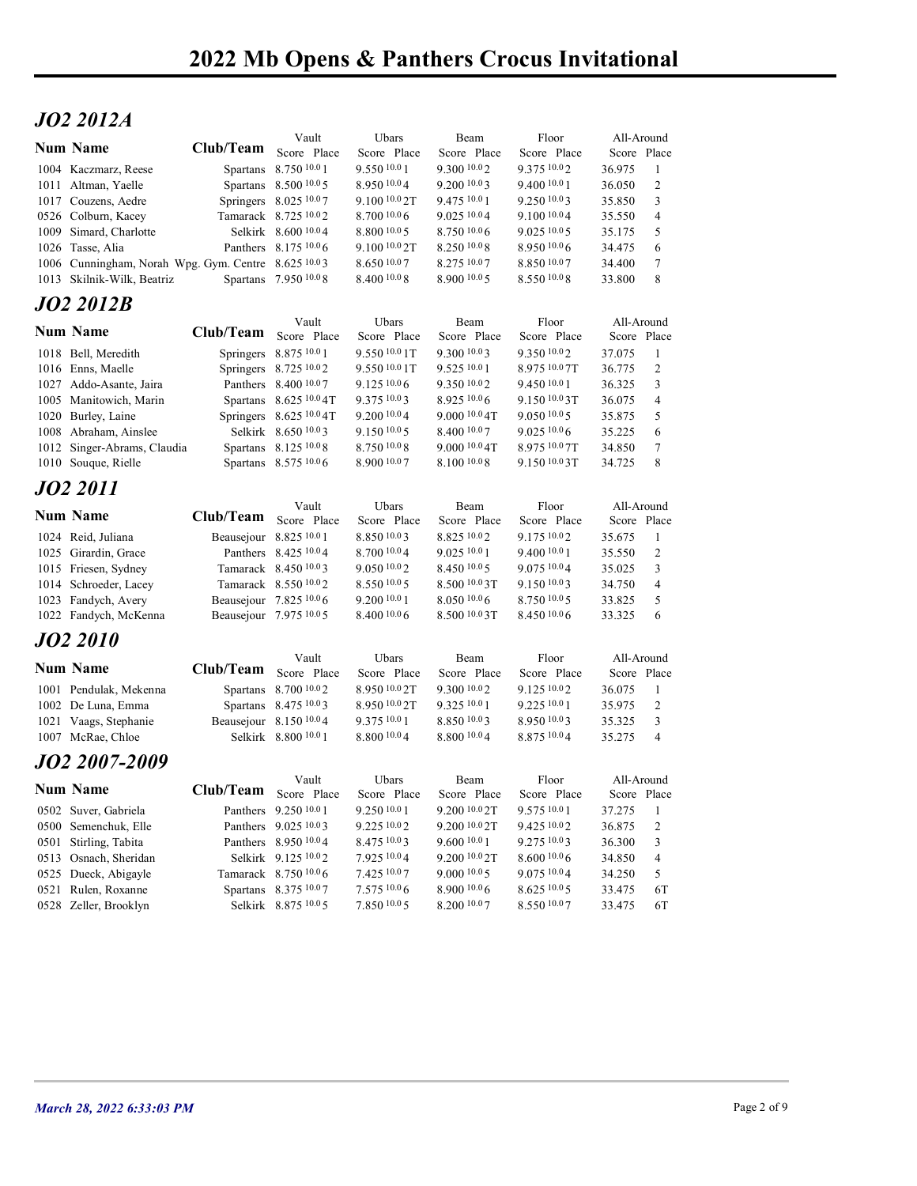# 2022 Mb Opens & Panthers Crocus Invitational

## *JO2 2012A*

| Num | Name | Club/Team | Vault Score | Vault Place | Ubars Score | Ubars Place | Beam Score | Beam Place | Floor Score | Floor Place | All-Around Score | All-Around Place |
|---|---|---|---|---|---|---|---|---|---|---|---|---|
| 1004 | Kaczmarz, Reese | Spartans | 8.750 10.0 | 1 | 9.550 10.0 | 1 | 9.300 10.0 | 2 | 9.375 10.0 | 2 | 36.975 | 1 |
| 1011 | Altman, Yaelle | Spartans | 8.500 10.0 | 5 | 8.950 10.0 | 4 | 9.200 10.0 | 3 | 9.400 10.0 | 1 | 36.050 | 2 |
| 1017 | Couzens, Aedre | Springers | 8.025 10.0 | 7 | 9.100 10.0 | 2T | 9.475 10.0 | 1 | 9.250 10.0 | 3 | 35.850 | 3 |
| 0526 | Colburn, Kacey | Tamarack | 8.725 10.0 | 2 | 8.700 10.0 | 6 | 9.025 10.0 | 4 | 9.100 10.0 | 4 | 35.550 | 4 |
| 1009 | Simard, Charlotte | Selkirk | 8.600 10.0 | 4 | 8.800 10.0 | 5 | 8.750 10.0 | 6 | 9.025 10.0 | 5 | 35.175 | 5 |
| 1026 | Tasse, Alia | Panthers | 8.175 10.0 | 6 | 9.100 10.0 | 2T | 8.250 10.0 | 8 | 8.950 10.0 | 6 | 34.475 | 6 |
| 1006 | Cunningham, Norah | Wpg. Gym. Centre | 8.625 10.0 | 3 | 8.650 10.0 | 7 | 8.275 10.0 | 7 | 8.850 10.0 | 7 | 34.400 | 7 |
| 1013 | Skilnik-Wilk, Beatriz | Spartans | 7.950 10.0 | 8 | 8.400 10.0 | 8 | 8.900 10.0 | 5 | 8.550 10.0 | 8 | 33.800 | 8 |

## *JO2 2012B*

| Num | Name | Club/Team | Vault Score | Vault Place | Ubars Score | Ubars Place | Beam Score | Beam Place | Floor Score | Floor Place | All-Around Score | All-Around Place |
|---|---|---|---|---|---|---|---|---|---|---|---|---|
| 1018 | Bell, Meredith | Springers | 8.875 10.0 | 1 | 9.550 10.0 | 1T | 9.300 10.0 | 3 | 9.350 10.0 | 2 | 37.075 | 1 |
| 1016 | Enns, Maelle | Springers | 8.725 10.0 | 2 | 9.550 10.0 | 1T | 9.525 10.0 | 1 | 8.975 10.0 | 7T | 36.775 | 2 |
| 1027 | Addo-Asante, Jaira | Panthers | 8.400 10.0 | 7 | 9.125 10.0 | 6 | 9.350 10.0 | 2 | 9.450 10.0 | 1 | 36.325 | 3 |
| 1005 | Manitowich, Marin | Spartans | 8.625 10.0 | 4T | 9.375 10.0 | 3 | 8.925 10.0 | 6 | 9.150 10.0 | 3T | 36.075 | 4 |
| 1020 | Burley, Laine | Springers | 8.625 10.0 | 4T | 9.200 10.0 | 4 | 9.000 10.0 | 4T | 9.050 10.0 | 5 | 35.875 | 5 |
| 1008 | Abraham, Ainslee | Selkirk | 8.650 10.0 | 3 | 9.150 10.0 | 5 | 8.400 10.0 | 7 | 9.025 10.0 | 6 | 35.225 | 6 |
| 1012 | Singer-Abrams, Claudia | Spartans | 8.125 10.0 | 8 | 8.750 10.0 | 8 | 9.000 10.0 | 4T | 8.975 10.0 | 7T | 34.850 | 7 |
| 1010 | Souque, Rielle | Spartans | 8.575 10.0 | 6 | 8.900 10.0 | 7 | 8.100 10.0 | 8 | 9.150 10.0 | 3T | 34.725 | 8 |

## *JO2 2011*

| Num | Name | Club/Team | Vault Score | Vault Place | Ubars Score | Ubars Place | Beam Score | Beam Place | Floor Score | Floor Place | All-Around Score | All-Around Place |
|---|---|---|---|---|---|---|---|---|---|---|---|---|
| 1024 | Reid, Juliana | Beausejour | 8.825 10.0 | 1 | 8.850 10.0 | 3 | 8.825 10.0 | 2 | 9.175 10.0 | 2 | 35.675 | 1 |
| 1025 | Girardin, Grace | Panthers | 8.425 10.0 | 4 | 8.700 10.0 | 4 | 9.025 10.0 | 1 | 9.400 10.0 | 1 | 35.550 | 2 |
| 1015 | Friesen, Sydney | Tamarack | 8.450 10.0 | 3 | 9.050 10.0 | 2 | 8.450 10.0 | 5 | 9.075 10.0 | 4 | 35.025 | 3 |
| 1014 | Schroeder, Lacey | Tamarack | 8.550 10.0 | 2 | 8.550 10.0 | 5 | 8.500 10.0 | 3T | 9.150 10.0 | 3 | 34.750 | 4 |
| 1023 | Fandych, Avery | Beausejour | 7.825 10.0 | 6 | 9.200 10.0 | 1 | 8.050 10.0 | 6 | 8.750 10.0 | 5 | 33.825 | 5 |
| 1022 | Fandych, McKenna | Beausejour | 7.975 10.0 | 5 | 8.400 10.0 | 6 | 8.500 10.0 | 3T | 8.450 10.0 | 6 | 33.325 | 6 |

## *JO2 2010*

| Num | Name | Club/Team | Vault Score | Vault Place | Ubars Score | Ubars Place | Beam Score | Beam Place | Floor Score | Floor Place | All-Around Score | All-Around Place |
|---|---|---|---|---|---|---|---|---|---|---|---|---|
| 1001 | Pendulak, Mekenna | Spartans | 8.700 10.0 | 2 | 8.950 10.0 | 2T | 9.300 10.0 | 2 | 9.125 10.0 | 2 | 36.075 | 1 |
| 1002 | De Luna, Emma | Spartans | 8.475 10.0 | 3 | 8.950 10.0 | 2T | 9.325 10.0 | 1 | 9.225 10.0 | 1 | 35.975 | 2 |
| 1021 | Vaags, Stephanie | Beausejour | 8.150 10.0 | 4 | 9.375 10.0 | 1 | 8.850 10.0 | 3 | 8.950 10.0 | 3 | 35.325 | 3 |
| 1007 | McRae, Chloe | Selkirk | 8.800 10.0 | 1 | 8.800 10.0 | 4 | 8.800 10.0 | 4 | 8.875 10.0 | 4 | 35.275 | 4 |

## *JO2 2007-2009*

| Num | Name | Club/Team | Vault Score | Vault Place | Ubars Score | Ubars Place | Beam Score | Beam Place | Floor Score | Floor Place | All-Around Score | All-Around Place |
|---|---|---|---|---|---|---|---|---|---|---|---|---|
| 0502 | Suver, Gabriela | Panthers | 9.250 10.0 | 1 | 9.250 10.0 | 1 | 9.200 10.0 | 2T | 9.575 10.0 | 1 | 37.275 | 1 |
| 0500 | Semenchuk, Elle | Panthers | 9.025 10.0 | 3 | 9.225 10.0 | 2 | 9.200 10.0 | 2T | 9.425 10.0 | 2 | 36.875 | 2 |
| 0501 | Stirling, Tabita | Panthers | 8.950 10.0 | 4 | 8.475 10.0 | 3 | 9.600 10.0 | 1 | 9.275 10.0 | 3 | 36.300 | 3 |
| 0513 | Osnach, Sheridan | Selkirk | 9.125 10.0 | 2 | 7.925 10.0 | 4 | 9.200 10.0 | 2T | 8.600 10.0 | 6 | 34.850 | 4 |
| 0525 | Dueck, Abigayle | Tamarack | 8.750 10.0 | 6 | 7.425 10.0 | 7 | 9.000 10.0 | 5 | 9.075 10.0 | 4 | 34.250 | 5 |
| 0521 | Rulen, Roxanne | Spartans | 8.375 10.0 | 7 | 7.575 10.0 | 6 | 8.900 10.0 | 6 | 8.625 10.0 | 5 | 33.475 | 6T |
| 0528 | Zeller, Brooklyn | Selkirk | 8.875 10.0 | 5 | 7.850 10.0 | 5 | 8.200 10.0 | 7 | 8.550 10.0 | 7 | 33.475 | 6T |

*March 28, 2022 6:33:03 PM*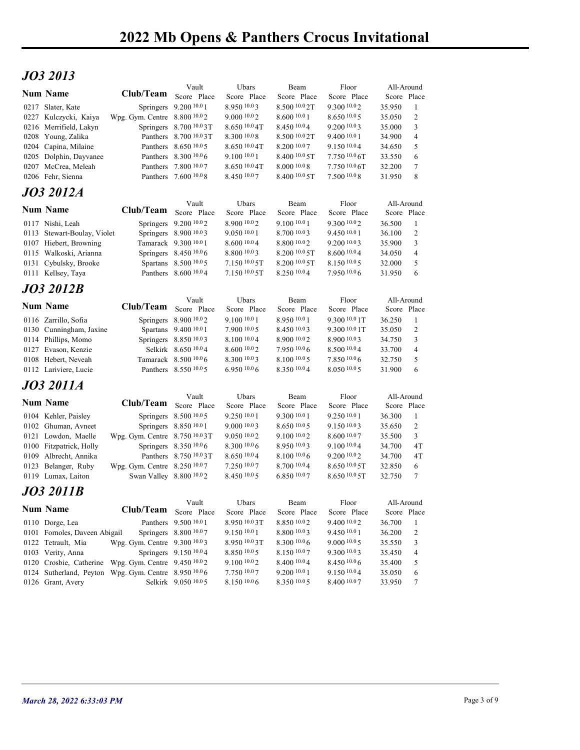# 2022 Mb Opens & Panthers Crocus Invitational

## *JO3 2013*

| Num | Name | Club/Team | Vault Score | Vault Place | Ubars Score | Ubars Place | Beam Score | Beam Place | Floor Score | Floor Place | All-Around Score | All-Around Place |
|---|---|---|---|---|---|---|---|---|---|---|---|---|
| 0217 | Slater, Kate | Springers | 9.200 10.0 | 1 | 8.950 10.0 | 3 | 8.500 10.0 | 2T | 9.300 10.0 | 2 | 35.950 | 1 |
| 0227 | Kulczycki, Kaiya | Wpg. Gym. Centre | 8.800 10.0 | 2 | 9.000 10.0 | 2 | 8.600 10.0 | 1 | 8.650 10.0 | 5 | 35.050 | 2 |
| 0216 | Merrifield, Lakyn | Springers | 8.700 10.0 | 3T | 8.650 10.0 | 4T | 8.450 10.0 | 4 | 9.200 10.0 | 3 | 35.000 | 3 |
| 0208 | Young, Zalika | Panthers | 8.700 10.0 | 3T | 8.300 10.0 | 8 | 8.500 10.0 | 2T | 9.400 10.0 | 1 | 34.900 | 4 |
| 0204 | Capina, Milaine | Panthers | 8.650 10.0 | 5 | 8.650 10.0 | 4T | 8.200 10.0 | 7 | 9.150 10.0 | 4 | 34.650 | 5 |
| 0205 | Dolphin, Dayvanee | Panthers | 8.300 10.0 | 6 | 9.100 10.0 | 1 | 8.400 10.0 | 5T | 7.750 10.0 | 6T | 33.550 | 6 |
| 0207 | McCrea, Meleah | Panthers | 7.800 10.0 | 7 | 8.650 10.0 | 4T | 8.000 10.0 | 8 | 7.750 10.0 | 6T | 32.200 | 7 |
| 0206 | Fehr, Sienna | Panthers | 7.600 10.0 | 8 | 8.450 10.0 | 7 | 8.400 10.0 | 5T | 7.500 10.0 | 8 | 31.950 | 8 |

## *JO3 2012A*

| Num | Name | Club/Team | Vault Score | Vault Place | Ubars Score | Ubars Place | Beam Score | Beam Place | Floor Score | Floor Place | All-Around Score | All-Around Place |
|---|---|---|---|---|---|---|---|---|---|---|---|---|
| 0117 | Nishi, Leah | Springers | 9.200 10.0 | 2 | 8.900 10.0 | 2 | 9.100 10.0 | 1 | 9.300 10.0 | 2 | 36.500 | 1 |
| 0113 | Stewart-Boulay, Violet | Springers | 8.900 10.0 | 3 | 9.050 10.0 | 1 | 8.700 10.0 | 3 | 9.450 10.0 | 1 | 36.100 | 2 |
| 0107 | Hiebert, Browning | Tamarack | 9.300 10.0 | 1 | 8.600 10.0 | 4 | 8.800 10.0 | 2 | 9.200 10.0 | 3 | 35.900 | 3 |
| 0115 | Walkoski, Arianna | Springers | 8.450 10.0 | 6 | 8.800 10.0 | 3 | 8.200 10.0 | 5T | 8.600 10.0 | 4 | 34.050 | 4 |
| 0131 | Cybulsky, Brooke | Spartans | 8.500 10.0 | 5 | 7.150 10.0 | 5T | 8.200 10.0 | 5T | 8.150 10.0 | 5 | 32.000 | 5 |
| 0111 | Kellsey, Taya | Panthers | 8.600 10.0 | 4 | 7.150 10.0 | 5T | 8.250 10.0 | 4 | 7.950 10.0 | 6 | 31.950 | 6 |

## *JO3 2012B*

| Num | Name | Club/Team | Vault Score | Vault Place | Ubars Score | Ubars Place | Beam Score | Beam Place | Floor Score | Floor Place | All-Around Score | All-Around Place |
|---|---|---|---|---|---|---|---|---|---|---|---|---|
| 0116 | Zarrillo, Sofia | Springers | 8.900 10.0 | 2 | 9.100 10.0 | 1 | 8.950 10.0 | 1 | 9.300 10.0 | 1T | 36.250 | 1 |
| 0130 | Cunningham, Jaxine | Spartans | 9.400 10.0 | 1 | 7.900 10.0 | 5 | 8.450 10.0 | 3 | 9.300 10.0 | 1T | 35.050 | 2 |
| 0114 | Phillips, Momo | Springers | 8.850 10.0 | 3 | 8.100 10.0 | 4 | 8.900 10.0 | 2 | 8.900 10.0 | 3 | 34.750 | 3 |
| 0127 | Evason, Kenzie | Selkirk | 8.650 10.0 | 4 | 8.600 10.0 | 2 | 7.950 10.0 | 6 | 8.500 10.0 | 4 | 33.700 | 4 |
| 0108 | Hebert, Neveah | Tamarack | 8.500 10.0 | 6 | 8.300 10.0 | 3 | 8.100 10.0 | 5 | 7.850 10.0 | 6 | 32.750 | 5 |
| 0112 | Lariviere, Lucie | Panthers | 8.550 10.0 | 5 | 6.950 10.0 | 6 | 8.350 10.0 | 4 | 8.050 10.0 | 5 | 31.900 | 6 |

## *JO3 2011A*

| Num | Name | Club/Team | Vault Score | Vault Place | Ubars Score | Ubars Place | Beam Score | Beam Place | Floor Score | Floor Place | All-Around Score | All-Around Place |
|---|---|---|---|---|---|---|---|---|---|---|---|---|
| 0104 | Kehler, Paisley | Springers | 8.500 10.0 | 5 | 9.250 10.0 | 1 | 9.300 10.0 | 1 | 9.250 10.0 | 1 | 36.300 | 1 |
| 0102 | Ghuman, Avneet | Springers | 8.850 10.0 | 1 | 9.000 10.0 | 3 | 8.650 10.0 | 5 | 9.150 10.0 | 3 | 35.650 | 2 |
| 0121 | Lowdon, Maelle | Wpg. Gym. Centre | 8.750 10.0 | 3T | 9.050 10.0 | 2 | 9.100 10.0 | 2 | 8.600 10.0 | 7 | 35.500 | 3 |
| 0100 | Fitzpatrick, Holly | Springers | 8.350 10.0 | 6 | 8.300 10.0 | 6 | 8.950 10.0 | 3 | 9.100 10.0 | 4 | 34.700 | 4T |
| 0109 | Albrecht, Annika | Panthers | 8.750 10.0 | 3T | 8.650 10.0 | 4 | 8.100 10.0 | 6 | 9.200 10.0 | 2 | 34.700 | 4T |
| 0123 | Belanger, Ruby | Wpg. Gym. Centre | 8.250 10.0 | 7 | 7.250 10.0 | 7 | 8.700 10.0 | 4 | 8.650 10.0 | 5T | 32.850 | 6 |
| 0119 | Lumax, Laiton | Swan Valley | 8.800 10.0 | 2 | 8.450 10.0 | 5 | 6.850 10.0 | 7 | 8.650 10.0 | 5T | 32.750 | 7 |

## *JO3 2011B*

| Num | Name | Club/Team | Vault Score | Vault Place | Ubars Score | Ubars Place | Beam Score | Beam Place | Floor Score | Floor Place | All-Around Score | All-Around Place |
|---|---|---|---|---|---|---|---|---|---|---|---|---|
| 0110 | Dorge, Lea | Panthers | 9.500 10.0 | 1 | 8.950 10.0 | 3T | 8.850 10.0 | 2 | 9.400 10.0 | 2 | 36.700 | 1 |
| 0101 | Fornoles, Daveen Abigail | Springers | 8.800 10.0 | 7 | 9.150 10.0 | 1 | 8.800 10.0 | 3 | 9.450 10.0 | 1 | 36.200 | 2 |
| 0122 | Tetrault, Mia | Wpg. Gym. Centre | 9.300 10.0 | 3 | 8.950 10.0 | 3T | 8.300 10.0 | 6 | 9.000 10.0 | 5 | 35.550 | 3 |
| 0103 | Verity, Anna | Springers | 9.150 10.0 | 4 | 8.850 10.0 | 5 | 8.150 10.0 | 7 | 9.300 10.0 | 3 | 35.450 | 4 |
| 0120 | Crosbie, Catherine | Wpg. Gym. Centre | 9.450 10.0 | 2 | 9.100 10.0 | 2 | 8.400 10.0 | 4 | 8.450 10.0 | 6 | 35.400 | 5 |
| 0124 | Sutherland, Peyton | Wpg. Gym. Centre | 8.950 10.0 | 6 | 7.750 10.0 | 7 | 9.200 10.0 | 1 | 9.150 10.0 | 4 | 35.050 | 6 |
| 0126 | Grant, Avery | Selkirk | 9.050 10.0 | 5 | 8.150 10.0 | 6 | 8.350 10.0 | 5 | 8.400 10.0 | 7 | 33.950 | 7 |

*March 28, 2022 6:33:03 PM*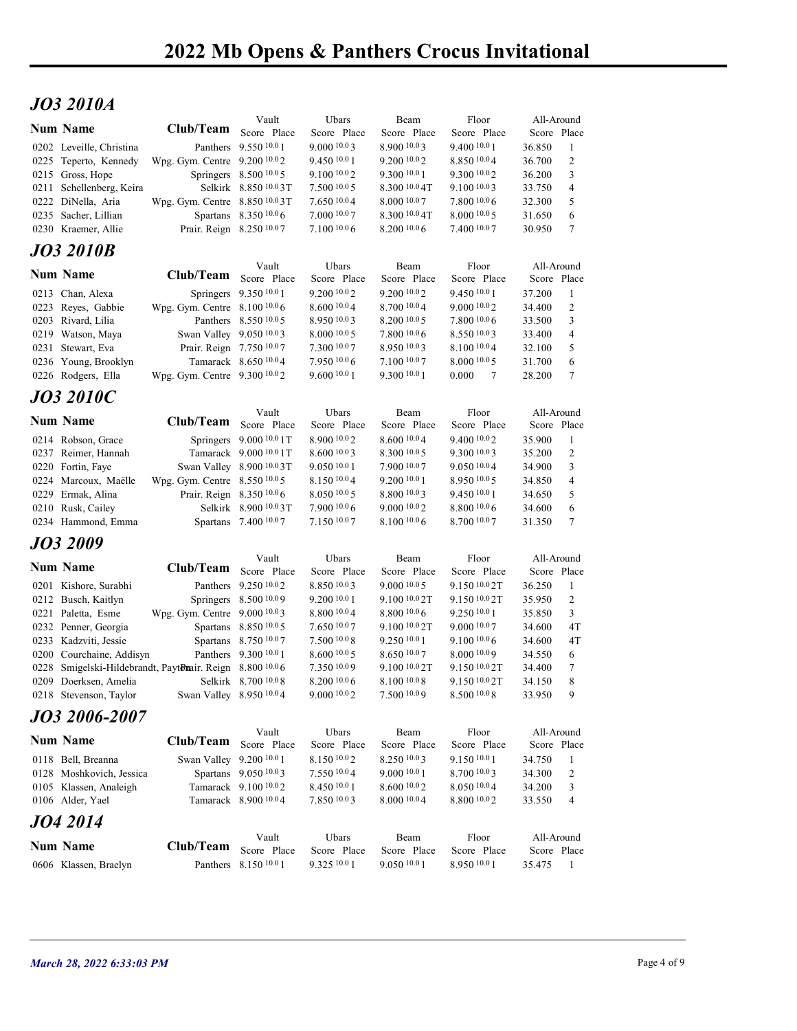# 2022 Mb Opens & Panthers Crocus Invitational

## JO3 2010A

| Num | Name | Club/Team | Vault Score | Vault Place | Ubars Score | Ubars Place | Beam Score | Beam Place | Floor Score | Floor Place | All-Around Score | All-Around Place |
|---|---|---|---|---|---|---|---|---|---|---|---|---|
| 0202 | Leveille, Christina | Panthers | 9.550 10.0 | 1 | 9.000 10.0 | 3 | 8.900 10.0 | 3 | 9.400 10.0 | 1 | 36.850 | 1 |
| 0225 | Teperto, Kennedy | Wpg. Gym. Centre | 9.200 10.0 | 2 | 9.450 10.0 | 1 | 9.200 10.0 | 2 | 8.850 10.0 | 4 | 36.700 | 2 |
| 0215 | Gross, Hope | Springers | 8.500 10.0 | 5 | 9.100 10.0 | 2 | 9.300 10.0 | 1 | 9.300 10.0 | 2 | 36.200 | 3 |
| 0211 | Schellenberg, Keira | Selkirk | 8.850 10.0 | 3T | 7.500 10.0 | 5 | 8.300 10.0 | 4T | 9.100 10.0 | 3 | 33.750 | 4 |
| 0222 | DiNella, Aria | Wpg. Gym. Centre | 8.850 10.0 | 3T | 7.650 10.0 | 4 | 8.000 10.0 | 7 | 7.800 10.0 | 6 | 32.300 | 5 |
| 0235 | Sacher, Lillian | Spartans | 8.350 10.0 | 6 | 7.000 10.0 | 7 | 8.300 10.0 | 4T | 8.000 10.0 | 5 | 31.650 | 6 |
| 0230 | Kraemer, Allie | Prair. Reign | 8.250 10.0 | 7 | 7.100 10.0 | 6 | 8.200 10.0 | 6 | 7.400 10.0 | 7 | 30.950 | 7 |

## JO3 2010B

| Num | Name | Club/Team | Vault Score | Vault Place | Ubars Score | Ubars Place | Beam Score | Beam Place | Floor Score | Floor Place | All-Around Score | All-Around Place |
|---|---|---|---|---|---|---|---|---|---|---|---|---|
| 0213 | Chan, Alexa | Springers | 9.350 10.0 | 1 | 9.200 10.0 | 2 | 9.200 10.0 | 2 | 9.450 10.0 | 1 | 37.200 | 1 |
| 0223 | Reyes, Gabbie | Wpg. Gym. Centre | 8.100 10.0 | 6 | 8.600 10.0 | 4 | 8.700 10.0 | 4 | 9.000 10.0 | 2 | 34.400 | 2 |
| 0203 | Rivard, Lilia | Panthers | 8.550 10.0 | 5 | 8.950 10.0 | 3 | 8.200 10.0 | 5 | 7.800 10.0 | 6 | 33.500 | 3 |
| 0219 | Watson, Maya | Swan Valley | 9.050 10.0 | 3 | 8.000 10.0 | 5 | 7.800 10.0 | 6 | 8.550 10.0 | 3 | 33.400 | 4 |
| 0231 | Stewart, Eva | Prair. Reign | 7.750 10.0 | 7 | 7.300 10.0 | 7 | 8.950 10.0 | 3 | 8.100 10.0 | 4 | 32.100 | 5 |
| 0236 | Young, Brooklyn | Tamarack | 8.650 10.0 | 4 | 7.950 10.0 | 6 | 7.100 10.0 | 7 | 8.000 10.0 | 5 | 31.700 | 6 |
| 0226 | Rodgers, Ella | Wpg. Gym. Centre | 9.300 10.0 | 2 | 9.600 10.0 | 1 | 9.300 10.0 | 1 | 0.000 | 7 | 28.200 | 7 |

## JO3 2010C

| Num | Name | Club/Team | Vault Score | Vault Place | Ubars Score | Ubars Place | Beam Score | Beam Place | Floor Score | Floor Place | All-Around Score | All-Around Place |
|---|---|---|---|---|---|---|---|---|---|---|---|---|
| 0214 | Robson, Grace | Springers | 9.000 10.0 | 1T | 8.900 10.0 | 2 | 8.600 10.0 | 4 | 9.400 10.0 | 2 | 35.900 | 1 |
| 0237 | Reimer, Hannah | Tamarack | 9.000 10.0 | 1T | 8.600 10.0 | 3 | 8.300 10.0 | 5 | 9.300 10.0 | 3 | 35.200 | 2 |
| 0220 | Fortin, Faye | Swan Valley | 8.900 10.0 | 3T | 9.050 10.0 | 1 | 7.900 10.0 | 7 | 9.050 10.0 | 4 | 34.900 | 3 |
| 0224 | Marcoux, Maëlle | Wpg. Gym. Centre | 8.550 10.0 | 5 | 8.150 10.0 | 4 | 9.200 10.0 | 1 | 8.950 10.0 | 5 | 34.850 | 4 |
| 0229 | Ermak, Alina | Prair. Reign | 8.350 10.0 | 6 | 8.050 10.0 | 5 | 8.800 10.0 | 3 | 9.450 10.0 | 1 | 34.650 | 5 |
| 0210 | Rusk, Cailey | Selkirk | 8.900 10.0 | 3T | 7.900 10.0 | 6 | 9.000 10.0 | 2 | 8.800 10.0 | 6 | 34.600 | 6 |
| 0234 | Hammond, Emma | Spartans | 7.400 10.0 | 7 | 7.150 10.0 | 7 | 8.100 10.0 | 6 | 8.700 10.0 | 7 | 31.350 | 7 |

## JO3 2009

| Num | Name | Club/Team | Vault Score | Vault Place | Ubars Score | Ubars Place | Beam Score | Beam Place | Floor Score | Floor Place | All-Around Score | All-Around Place |
|---|---|---|---|---|---|---|---|---|---|---|---|---|
| 0201 | Kishore, Surabhi | Panthers | 9.250 10.0 | 2 | 8.850 10.0 | 3 | 9.000 10.0 | 5 | 9.150 10.0 | 2T | 36.250 | 1 |
| 0212 | Busch, Kaitlyn | Springers | 8.500 10.0 | 9 | 9.200 10.0 | 1 | 9.100 10.0 | 2T | 9.150 10.0 | 2T | 35.950 | 2 |
| 0221 | Paletta, Esme | Wpg. Gym. Centre | 9.000 10.0 | 3 | 8.800 10.0 | 4 | 8.800 10.0 | 6 | 9.250 10.0 | 1 | 35.850 | 3 |
| 0232 | Penner, Georgia | Spartans | 8.850 10.0 | 5 | 7.650 10.0 | 7 | 9.100 10.0 | 2T | 9.000 10.0 | 7 | 34.600 | 4T |
| 0233 | Kadzviti, Jessie | Spartans | 8.750 10.0 | 7 | 7.500 10.0 | 8 | 9.250 10.0 | 1 | 9.100 10.0 | 6 | 34.600 | 4T |
| 0200 | Courchaine, Addisyn | Panthers | 9.300 10.0 | 1 | 8.600 10.0 | 5 | 8.650 10.0 | 7 | 8.000 10.0 | 9 | 34.550 | 6 |
| 0228 | Smigelski-Hildebrandt, Payton | Prair. Reign | 8.800 10.0 | 6 | 7.350 10.0 | 9 | 9.100 10.0 | 2T | 9.150 10.0 | 2T | 34.400 | 7 |
| 0209 | Doerksen, Amelia | Selkirk | 8.700 10.0 | 8 | 8.200 10.0 | 6 | 8.100 10.0 | 8 | 9.150 10.0 | 2T | 34.150 | 8 |
| 0218 | Stevenson, Taylor | Swan Valley | 8.950 10.0 | 4 | 9.000 10.0 | 2 | 7.500 10.0 | 9 | 8.500 10.0 | 8 | 33.950 | 9 |

## JO3 2006-2007

| Num | Name | Club/Team | Vault Score | Vault Place | Ubars Score | Ubars Place | Beam Score | Beam Place | Floor Score | Floor Place | All-Around Score | All-Around Place |
|---|---|---|---|---|---|---|---|---|---|---|---|---|
| 0118 | Bell, Breanna | Swan Valley | 9.200 10.0 | 1 | 8.150 10.0 | 2 | 8.250 10.0 | 3 | 9.150 10.0 | 1 | 34.750 | 1 |
| 0128 | Moshkovich, Jessica | Spartans | 9.050 10.0 | 3 | 7.550 10.0 | 4 | 9.000 10.0 | 1 | 8.700 10.0 | 3 | 34.300 | 2 |
| 0105 | Klassen, Analeigh | Tamarack | 9.100 10.0 | 2 | 8.450 10.0 | 1 | 8.600 10.0 | 2 | 8.050 10.0 | 4 | 34.200 | 3 |
| 0106 | Alder, Yael | Tamarack | 8.900 10.0 | 4 | 7.850 10.0 | 3 | 8.000 10.0 | 4 | 8.800 10.0 | 2 | 33.550 | 4 |

## JO4 2014

| Num | Name | Club/Team | Vault Score | Vault Place | Ubars Score | Ubars Place | Beam Score | Beam Place | Floor Score | Floor Place | All-Around Score | All-Around Place |
|---|---|---|---|---|---|---|---|---|---|---|---|---|
| 0606 | Klassen, Braelyn | Panthers | 8.150 10.0 | 1 | 9.325 10.0 | 1 | 9.050 10.0 | 1 | 8.950 10.0 | 1 | 35.475 | 1 |

*March 28, 2022 6:33:03 PM*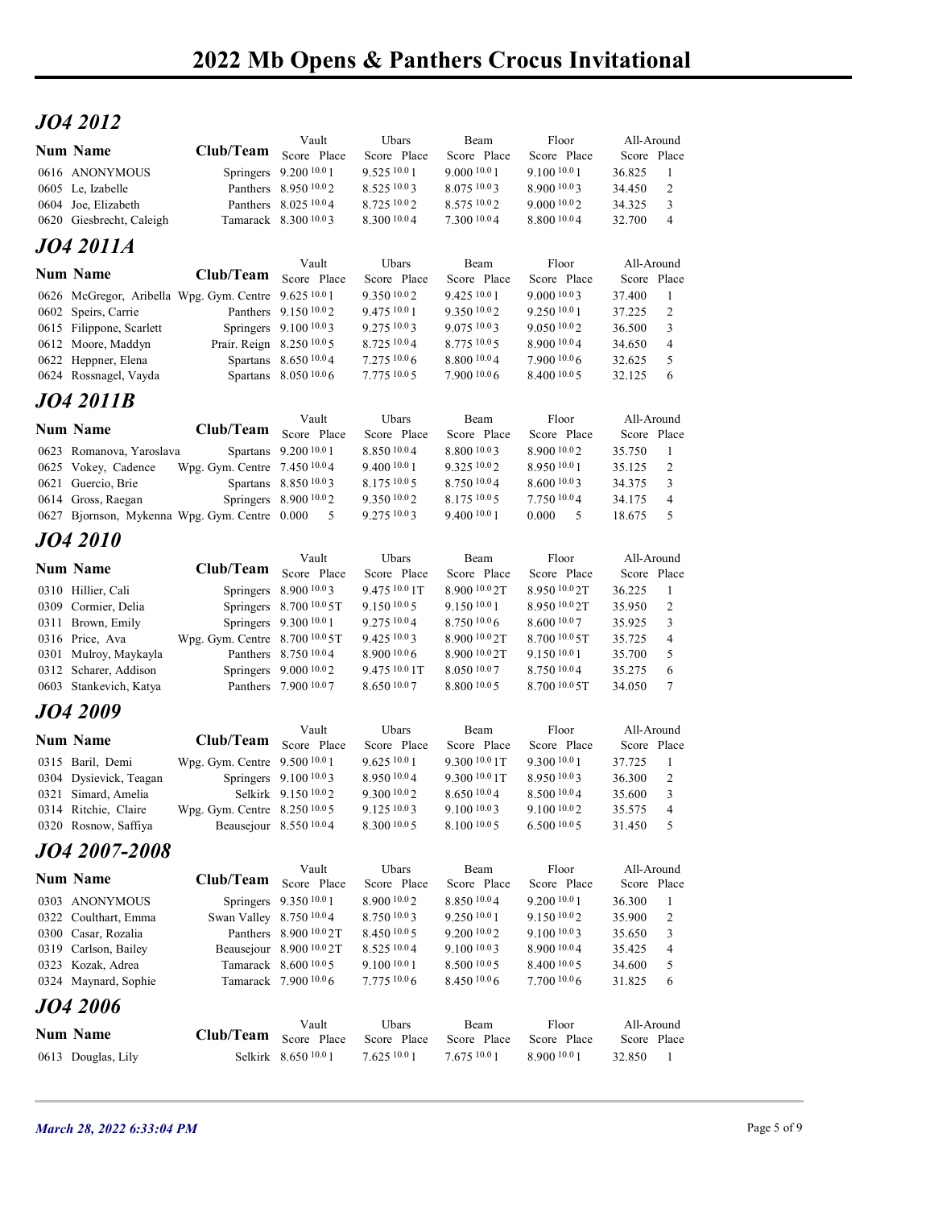# 2022 Mb Opens & Panthers Crocus Invitational

## *JO4 2012*

| Num | Name | Club/Team | Vault Score | Vault Place | Ubars Score | Ubars Place | Beam Score | Beam Place | Floor Score | Floor Place | All-Around Score | All-Around Place |
|---|---|---|---|---|---|---|---|---|---|---|---|---|
| 0616 | ANONYMOUS | Springers | 9.200 10.0 | 1 | 9.525 10.0 | 1 | 9.000 10.0 | 1 | 9.100 10.0 | 1 | 36.825 | 1 |
| 0605 | Le, Izabelle | Panthers | 8.950 10.0 | 2 | 8.525 10.0 | 3 | 8.075 10.0 | 3 | 8.900 10.0 | 3 | 34.450 | 2 |
| 0604 | Joe, Elizabeth | Panthers | 8.025 10.0 | 4 | 8.725 10.0 | 2 | 8.575 10.0 | 2 | 9.000 10.0 | 2 | 34.325 | 3 |
| 0620 | Giesbrecht, Caleigh | Tamarack | 8.300 10.0 | 3 | 8.300 10.0 | 4 | 7.300 10.0 | 4 | 8.800 10.0 | 4 | 32.700 | 4 |

## *JO4 2011A*

| Num | Name | Club/Team | Vault Score | Vault Place | Ubars Score | Ubars Place | Beam Score | Beam Place | Floor Score | Floor Place | All-Around Score | All-Around Place |
|---|---|---|---|---|---|---|---|---|---|---|---|---|
| 0626 | McGregor, Aribella | Wpg. Gym. Centre | 9.625 10.0 | 1 | 9.350 10.0 | 2 | 9.425 10.0 | 1 | 9.000 10.0 | 3 | 37.400 | 1 |
| 0602 | Speirs, Carrie | Panthers | 9.150 10.0 | 2 | 9.475 10.0 | 1 | 9.350 10.0 | 2 | 9.250 10.0 | 1 | 37.225 | 2 |
| 0615 | Filippone, Scarlett | Springers | 9.100 10.0 | 3 | 9.275 10.0 | 3 | 9.075 10.0 | 3 | 9.050 10.0 | 2 | 36.500 | 3 |
| 0612 | Moore, Maddyn | Prair. Reign | 8.250 10.0 | 5 | 8.725 10.0 | 4 | 8.775 10.0 | 5 | 8.900 10.0 | 4 | 34.650 | 4 |
| 0622 | Heppner, Elena | Spartans | 8.650 10.0 | 4 | 7.275 10.0 | 6 | 8.800 10.0 | 4 | 7.900 10.0 | 6 | 32.625 | 5 |
| 0624 | Rossnagel, Vayda | Spartans | 8.050 10.0 | 6 | 7.775 10.0 | 5 | 7.900 10.0 | 6 | 8.400 10.0 | 5 | 32.125 | 6 |

## *JO4 2011B*

| Num | Name | Club/Team | Vault Score | Vault Place | Ubars Score | Ubars Place | Beam Score | Beam Place | Floor Score | Floor Place | All-Around Score | All-Around Place |
|---|---|---|---|---|---|---|---|---|---|---|---|---|
| 0623 | Romanova, Yaroslava | Spartans | 9.200 10.0 | 1 | 8.850 10.0 | 4 | 8.800 10.0 | 3 | 8.900 10.0 | 2 | 35.750 | 1 |
| 0625 | Vokey, Cadence | Wpg. Gym. Centre | 7.450 10.0 | 4 | 9.400 10.0 | 1 | 9.325 10.0 | 2 | 8.950 10.0 | 1 | 35.125 | 2 |
| 0621 | Guercio, Brie | Spartans | 8.850 10.0 | 3 | 8.175 10.0 | 5 | 8.750 10.0 | 4 | 8.600 10.0 | 3 | 34.375 | 3 |
| 0614 | Gross, Raegan | Springers | 8.900 10.0 | 2 | 9.350 10.0 | 2 | 8.175 10.0 | 5 | 7.750 10.0 | 4 | 34.175 | 4 |
| 0627 | Bjornson, Mykenna | Wpg. Gym. Centre | 0.000 | 5 | 9.275 10.0 | 3 | 9.400 10.0 | 1 | 0.000 | 5 | 18.675 | 5 |

## *JO4 2010*

| Num | Name | Club/Team | Vault Score | Vault Place | Ubars Score | Ubars Place | Beam Score | Beam Place | Floor Score | Floor Place | All-Around Score | All-Around Place |
|---|---|---|---|---|---|---|---|---|---|---|---|---|
| 0310 | Hillier, Cali | Springers | 8.900 10.0 | 3 | 9.475 10.0 | 1T | 8.900 10.0 | 2T | 8.950 10.0 | 2T | 36.225 | 1 |
| 0309 | Cormier, Delia | Springers | 8.700 10.0 | 5T | 9.150 10.0 | 5 | 9.150 10.0 | 1 | 8.950 10.0 | 2T | 35.950 | 2 |
| 0311 | Brown, Emily | Springers | 9.300 10.0 | 1 | 9.275 10.0 | 4 | 8.750 10.0 | 6 | 8.600 10.0 | 7 | 35.925 | 3 |
| 0316 | Price, Ava | Wpg. Gym. Centre | 8.700 10.0 | 5T | 9.425 10.0 | 3 | 8.900 10.0 | 2T | 8.700 10.0 | 5T | 35.725 | 4 |
| 0301 | Mulroy, Maykayla | Panthers | 8.750 10.0 | 4 | 8.900 10.0 | 6 | 8.900 10.0 | 2T | 9.150 10.0 | 1 | 35.700 | 5 |
| 0312 | Scharer, Addison | Springers | 9.000 10.0 | 2 | 9.475 10.0 | 1T | 8.050 10.0 | 7 | 8.750 10.0 | 4 | 35.275 | 6 |
| 0603 | Stankevich, Katya | Panthers | 7.900 10.0 | 7 | 8.650 10.0 | 7 | 8.800 10.0 | 5 | 8.700 10.0 | 5T | 34.050 | 7 |

## *JO4 2009*

| Num | Name | Club/Team | Vault Score | Vault Place | Ubars Score | Ubars Place | Beam Score | Beam Place | Floor Score | Floor Place | All-Around Score | All-Around Place |
|---|---|---|---|---|---|---|---|---|---|---|---|---|
| 0315 | Baril, Demi | Wpg. Gym. Centre | 9.500 10.0 | 1 | 9.625 10.0 | 1 | 9.300 10.0 | 1T | 9.300 10.0 | 1 | 37.725 | 1 |
| 0304 | Dysievick, Teagan | Springers | 9.100 10.0 | 3 | 8.950 10.0 | 4 | 9.300 10.0 | 1T | 8.950 10.0 | 3 | 36.300 | 2 |
| 0321 | Simard, Amelia | Selkirk | 9.150 10.0 | 2 | 9.300 10.0 | 2 | 8.650 10.0 | 4 | 8.500 10.0 | 4 | 35.600 | 3 |
| 0314 | Ritchie, Claire | Wpg. Gym. Centre | 8.250 10.0 | 5 | 9.125 10.0 | 3 | 9.100 10.0 | 3 | 9.100 10.0 | 2 | 35.575 | 4 |
| 0320 | Rosnow, Saffiya | Beausejour | 8.550 10.0 | 4 | 8.300 10.0 | 5 | 8.100 10.0 | 5 | 6.500 10.0 | 5 | 31.450 | 5 |

## *JO4 2007-2008*

| Num | Name | Club/Team | Vault Score | Vault Place | Ubars Score | Ubars Place | Beam Score | Beam Place | Floor Score | Floor Place | All-Around Score | All-Around Place |
|---|---|---|---|---|---|---|---|---|---|---|---|---|
| 0303 | ANONYMOUS | Springers | 9.350 10.0 | 1 | 8.900 10.0 | 2 | 8.850 10.0 | 4 | 9.200 10.0 | 1 | 36.300 | 1 |
| 0322 | Coulthart, Emma | Swan Valley | 8.750 10.0 | 4 | 8.750 10.0 | 3 | 9.250 10.0 | 1 | 9.150 10.0 | 2 | 35.900 | 2 |
| 0300 | Casar, Rozalia | Panthers | 8.900 10.0 | 2T | 8.450 10.0 | 5 | 9.200 10.0 | 2 | 9.100 10.0 | 3 | 35.650 | 3 |
| 0319 | Carlson, Bailey | Beausejour | 8.900 10.0 | 2T | 8.525 10.0 | 4 | 9.100 10.0 | 3 | 8.900 10.0 | 4 | 35.425 | 4 |
| 0323 | Kozak, Adrea | Tamarack | 8.600 10.0 | 5 | 9.100 10.0 | 1 | 8.500 10.0 | 5 | 8.400 10.0 | 5 | 34.600 | 5 |
| 0324 | Maynard, Sophie | Tamarack | 7.900 10.0 | 6 | 7.775 10.0 | 6 | 8.450 10.0 | 6 | 7.700 10.0 | 6 | 31.825 | 6 |

## *JO4 2006*

| Num | Name | Club/Team | Vault Score | Vault Place | Ubars Score | Ubars Place | Beam Score | Beam Place | Floor Score | Floor Place | All-Around Score | All-Around Place |
|---|---|---|---|---|---|---|---|---|---|---|---|---|
| 0613 | Douglas, Lily | Selkirk | 8.650 10.0 | 1 | 7.625 10.0 | 1 | 7.675 10.0 | 1 | 8.900 10.0 | 1 | 32.850 | 1 |

*March 28, 2022 6:33:04 PM*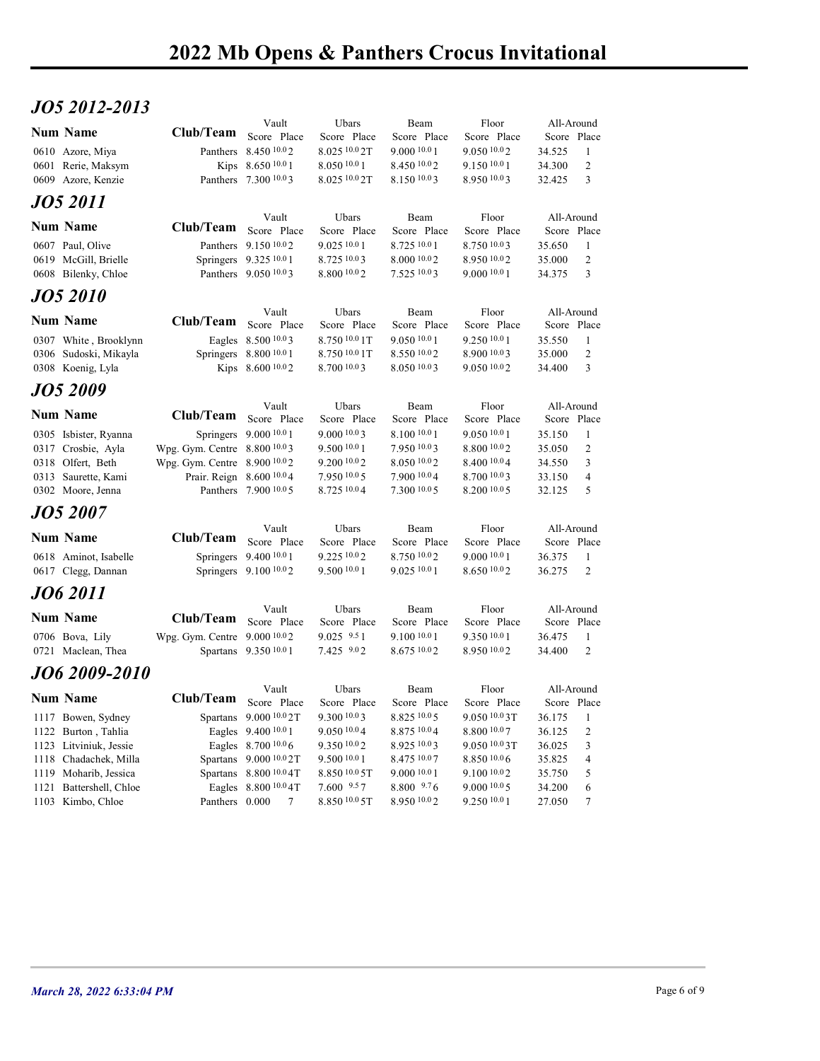# 2022 Mb Opens & Panthers Crocus Invitational

## JO5 2012-2013

| Num | Name | Club/Team | Vault Score | Vault Place | Ubars Score | Ubars Place | Beam Score | Beam Place | Floor Score | Floor Place | All-Around Score | All-Around Place |
|---|---|---|---|---|---|---|---|---|---|---|---|---|
| 0610 | Azore, Miya | Panthers | 8.450 10.0 | 2 | 8.025 10.0 | 2T | 9.000 10.0 | 1 | 9.050 10.0 | 2 | 34.525 | 1 |
| 0601 | Rerie, Maksym | Kips | 8.650 10.0 | 1 | 8.050 10.0 | 1 | 8.450 10.0 | 2 | 9.150 10.0 | 1 | 34.300 | 2 |
| 0609 | Azore, Kenzie | Panthers | 7.300 10.0 | 3 | 8.025 10.0 | 2T | 8.150 10.0 | 3 | 8.950 10.0 | 3 | 32.425 | 3 |

## JO5 2011

| Num | Name | Club/Team | Vault Score | Vault Place | Ubars Score | Ubars Place | Beam Score | Beam Place | Floor Score | Floor Place | All-Around Score | All-Around Place |
|---|---|---|---|---|---|---|---|---|---|---|---|---|
| 0607 | Paul, Olive | Panthers | 9.150 10.0 | 2 | 9.025 10.0 | 1 | 8.725 10.0 | 1 | 8.750 10.0 | 3 | 35.650 | 1 |
| 0619 | McGill, Brielle | Springers | 9.325 10.0 | 1 | 8.725 10.0 | 3 | 8.000 10.0 | 2 | 8.950 10.0 | 2 | 35.000 | 2 |
| 0608 | Bilenky, Chloe | Panthers | 9.050 10.0 | 3 | 8.800 10.0 | 2 | 7.525 10.0 | 3 | 9.000 10.0 | 1 | 34.375 | 3 |

## JO5 2010

| Num | Name | Club/Team | Vault Score | Vault Place | Ubars Score | Ubars Place | Beam Score | Beam Place | Floor Score | Floor Place | All-Around Score | All-Around Place |
|---|---|---|---|---|---|---|---|---|---|---|---|---|
| 0307 | White , Brooklynn | Eagles | 8.500 10.0 | 3 | 8.750 10.0 | 1T | 9.050 10.0 | 1 | 9.250 10.0 | 1 | 35.550 | 1 |
| 0306 | Sudoski, Mikayla | Springers | 8.800 10.0 | 1 | 8.750 10.0 | 1T | 8.550 10.0 | 2 | 8.900 10.0 | 3 | 35.000 | 2 |
| 0308 | Koenig, Lyla | Kips | 8.600 10.0 | 2 | 8.700 10.0 | 3 | 8.050 10.0 | 3 | 9.050 10.0 | 2 | 34.400 | 3 |

## JO5 2009

| Num | Name | Club/Team | Vault Score | Vault Place | Ubars Score | Ubars Place | Beam Score | Beam Place | Floor Score | Floor Place | All-Around Score | All-Around Place |
|---|---|---|---|---|---|---|---|---|---|---|---|---|
| 0305 | Isbister, Ryanna | Springers | 9.000 10.0 | 1 | 9.000 10.0 | 3 | 8.100 10.0 | 1 | 9.050 10.0 | 1 | 35.150 | 1 |
| 0317 | Crosbie, Ayla | Wpg. Gym. Centre | 8.800 10.0 | 3 | 9.500 10.0 | 1 | 7.950 10.0 | 3 | 8.800 10.0 | 2 | 35.050 | 2 |
| 0318 | Olfert, Beth | Wpg. Gym. Centre | 8.900 10.0 | 2 | 9.200 10.0 | 2 | 8.050 10.0 | 2 | 8.400 10.0 | 4 | 34.550 | 3 |
| 0313 | Saurette, Kami | Prair. Reign | 8.600 10.0 | 4 | 7.950 10.0 | 5 | 7.900 10.0 | 4 | 8.700 10.0 | 3 | 33.150 | 4 |
| 0302 | Moore, Jenna | Panthers | 7.900 10.0 | 5 | 8.725 10.0 | 4 | 7.300 10.0 | 5 | 8.200 10.0 | 5 | 32.125 | 5 |

## JO5 2007

| Num | Name | Club/Team | Vault Score | Vault Place | Ubars Score | Ubars Place | Beam Score | Beam Place | Floor Score | Floor Place | All-Around Score | All-Around Place |
|---|---|---|---|---|---|---|---|---|---|---|---|---|
| 0618 | Aminot, Isabelle | Springers | 9.400 10.0 | 1 | 9.225 10.0 | 2 | 8.750 10.0 | 2 | 9.000 10.0 | 1 | 36.375 | 1 |
| 0617 | Clegg, Dannan | Springers | 9.100 10.0 | 2 | 9.500 10.0 | 1 | 9.025 10.0 | 1 | 8.650 10.0 | 2 | 36.275 | 2 |

## JO6 2011

| Num | Name | Club/Team | Vault Score | Vault Place | Ubars Score | Ubars Place | Beam Score | Beam Place | Floor Score | Floor Place | All-Around Score | All-Around Place |
|---|---|---|---|---|---|---|---|---|---|---|---|---|
| 0706 | Bova, Lily | Wpg. Gym. Centre | 9.000 10.0 | 2 | 9.025 9.5 | 1 | 9.100 10.0 | 1 | 9.350 10.0 | 1 | 36.475 | 1 |
| 0721 | Maclean, Thea | Spartans | 9.350 10.0 | 1 | 7.425 9.0 | 2 | 8.675 10.0 | 2 | 8.950 10.0 | 2 | 34.400 | 2 |

## JO6 2009-2010

| Num | Name | Club/Team | Vault Score | Vault Place | Ubars Score | Ubars Place | Beam Score | Beam Place | Floor Score | Floor Place | All-Around Score | All-Around Place |
|---|---|---|---|---|---|---|---|---|---|---|---|---|
| 1117 | Bowen, Sydney | Spartans | 9.000 10.0 | 2T | 9.300 10.0 | 3 | 8.825 10.0 | 5 | 9.050 10.0 | 3T | 36.175 | 1 |
| 1122 | Burton , Tahlia | Eagles | 9.400 10.0 | 1 | 9.050 10.0 | 4 | 8.875 10.0 | 4 | 8.800 10.0 | 7 | 36.125 | 2 |
| 1123 | Litviniuk, Jessie | Eagles | 8.700 10.0 | 6 | 9.350 10.0 | 2 | 8.925 10.0 | 3 | 9.050 10.0 | 3T | 36.025 | 3 |
| 1118 | Chadachek, Milla | Spartans | 9.000 10.0 | 2T | 9.500 10.0 | 1 | 8.475 10.0 | 7 | 8.850 10.0 | 6 | 35.825 | 4 |
| 1119 | Moharib, Jessica | Spartans | 8.800 10.0 | 4T | 8.850 10.0 | 5T | 9.000 10.0 | 1 | 9.100 10.0 | 2 | 35.750 | 5 |
| 1121 | Battershell, Chloe | Eagles | 8.800 10.0 | 4T | 7.600 9.5 | 7 | 8.800 9.7 | 6 | 9.000 10.0 | 5 | 34.200 | 6 |
| 1103 | Kimbo, Chloe | Panthers | 0.000 | 7 | 8.850 10.0 | 5T | 8.950 10.0 | 2 | 9.250 10.0 | 1 | 27.050 | 7 |

*March 28, 2022 6:33:04 PM*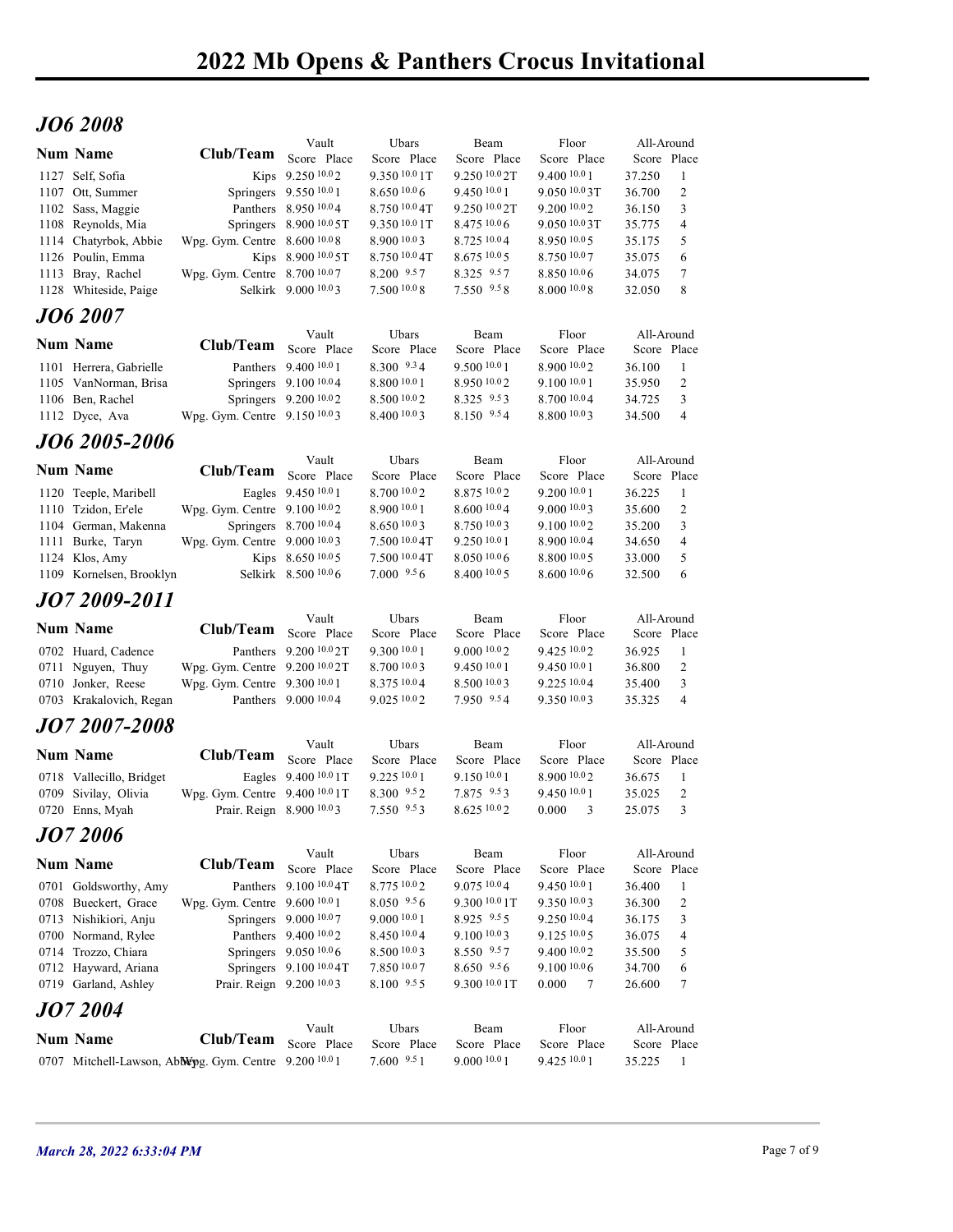# 2022 Mb Opens & Panthers Crocus Invitational

## JO6 2008

| Num | Name | Club/Team | Vault Score | Vault Place | Ubars Score | Ubars Place | Beam Score | Beam Place | Floor Score | Floor Place | All-Around Score | All-Around Place |
|---|---|---|---|---|---|---|---|---|---|---|---|---|
| 1127 | Self, Sofia | Kips | 9.250 10.0 | 2 | 9.350 10.0 | 1T | 9.250 10.0 | 2T | 9.400 10.0 | 1 | 37.250 | 1 |
| 1107 | Ott, Summer | Springers | 9.550 10.0 | 1 | 8.650 10.0 | 6 | 9.450 10.0 | 1 | 9.050 10.0 | 3T | 36.700 | 2 |
| 1102 | Sass, Maggie | Panthers | 8.950 10.0 | 4 | 8.750 10.0 | 4T | 9.250 10.0 | 2T | 9.200 10.0 | 2 | 36.150 | 3 |
| 1108 | Reynolds, Mia | Springers | 8.900 10.0 | 5T | 9.350 10.0 | 1T | 8.475 10.0 | 6 | 9.050 10.0 | 3T | 35.775 | 4 |
| 1114 | Chatyrbok, Abbie | Wpg. Gym. Centre | 8.600 10.0 | 8 | 8.900 10.0 | 3 | 8.725 10.0 | 4 | 8.950 10.0 | 5 | 35.175 | 5 |
| 1126 | Poulin, Emma | Kips | 8.900 10.0 | 5T | 8.750 10.0 | 4T | 8.675 10.0 | 5 | 8.750 10.0 | 7 | 35.075 | 6 |
| 1113 | Bray, Rachel | Wpg. Gym. Centre | 8.700 10.0 | 7 | 8.200 9.5 | 7 | 8.325 9.5 | 7 | 8.850 10.0 | 6 | 34.075 | 7 |
| 1128 | Whiteside, Paige | Selkirk | 9.000 10.0 | 3 | 7.500 10.0 | 8 | 7.550 9.5 | 8 | 8.000 10.0 | 8 | 32.050 | 8 |

## JO6 2007

| Num | Name | Club/Team | Vault Score | Vault Place | Ubars Score | Ubars Place | Beam Score | Beam Place | Floor Score | Floor Place | All-Around Score | All-Around Place |
|---|---|---|---|---|---|---|---|---|---|---|---|---|
| 1101 | Herrera, Gabrielle | Panthers | 9.400 10.0 | 1 | 8.300 9.3 | 4 | 9.500 10.0 | 1 | 8.900 10.0 | 2 | 36.100 | 1 |
| 1105 | VanNorman, Brisa | Springers | 9.100 10.0 | 4 | 8.800 10.0 | 1 | 8.950 10.0 | 2 | 9.100 10.0 | 1 | 35.950 | 2 |
| 1106 | Ben, Rachel | Springers | 9.200 10.0 | 2 | 8.500 10.0 | 2 | 8.325 9.5 | 3 | 8.700 10.0 | 4 | 34.725 | 3 |
| 1112 | Dyce, Ava | Wpg. Gym. Centre | 9.150 10.0 | 3 | 8.400 10.0 | 3 | 8.150 9.5 | 4 | 8.800 10.0 | 3 | 34.500 | 4 |

## JO6 2005-2006

| Num | Name | Club/Team | Vault Score | Vault Place | Ubars Score | Ubars Place | Beam Score | Beam Place | Floor Score | Floor Place | All-Around Score | All-Around Place |
|---|---|---|---|---|---|---|---|---|---|---|---|---|
| 1120 | Teeple, Maribell | Eagles | 9.450 10.0 | 1 | 8.700 10.0 | 2 | 8.875 10.0 | 2 | 9.200 10.0 | 1 | 36.225 | 1 |
| 1110 | Tzidon, Er'ele | Wpg. Gym. Centre | 9.100 10.0 | 2 | 8.900 10.0 | 1 | 8.600 10.0 | 4 | 9.000 10.0 | 3 | 35.600 | 2 |
| 1104 | German, Makenna | Springers | 8.700 10.0 | 4 | 8.650 10.0 | 3 | 8.750 10.0 | 3 | 9.100 10.0 | 2 | 35.200 | 3 |
| 1111 | Burke, Taryn | Wpg. Gym. Centre | 9.000 10.0 | 3 | 7.500 10.0 | 4T | 9.250 10.0 | 1 | 8.900 10.0 | 4 | 34.650 | 4 |
| 1124 | Klos, Amy | Kips | 8.650 10.0 | 5 | 7.500 10.0 | 4T | 8.050 10.0 | 6 | 8.800 10.0 | 5 | 33.000 | 5 |
| 1109 | Kornelsen, Brooklyn | Selkirk | 8.500 10.0 | 6 | 7.000 9.5 | 6 | 8.400 10.0 | 5 | 8.600 10.0 | 6 | 32.500 | 6 |

## JO7 2009-2011

| Num | Name | Club/Team | Vault Score | Vault Place | Ubars Score | Ubars Place | Beam Score | Beam Place | Floor Score | Floor Place | All-Around Score | All-Around Place |
|---|---|---|---|---|---|---|---|---|---|---|---|---|
| 0702 | Huard, Cadence | Panthers | 9.200 10.0 | 2T | 9.300 10.0 | 1 | 9.000 10.0 | 2 | 9.425 10.0 | 2 | 36.925 | 1 |
| 0711 | Nguyen, Thuy | Wpg. Gym. Centre | 9.200 10.0 | 2T | 8.700 10.0 | 3 | 9.450 10.0 | 1 | 9.450 10.0 | 1 | 36.800 | 2 |
| 0710 | Jonker, Reese | Wpg. Gym. Centre | 9.300 10.0 | 1 | 8.375 10.0 | 4 | 8.500 10.0 | 3 | 9.225 10.0 | 4 | 35.400 | 3 |
| 0703 | Krakalovich, Regan | Panthers | 9.000 10.0 | 4 | 9.025 10.0 | 2 | 7.950 9.5 | 4 | 9.350 10.0 | 3 | 35.325 | 4 |

## JO7 2007-2008

| Num | Name | Club/Team | Vault Score | Vault Place | Ubars Score | Ubars Place | Beam Score | Beam Place | Floor Score | Floor Place | All-Around Score | All-Around Place |
|---|---|---|---|---|---|---|---|---|---|---|---|---|
| 0718 | Vallecillo, Bridget | Eagles | 9.400 10.0 | 1T | 9.225 10.0 | 1 | 9.150 10.0 | 1 | 8.900 10.0 | 2 | 36.675 | 1 |
| 0709 | Sivilay, Olivia | Wpg. Gym. Centre | 9.400 10.0 | 1T | 8.300 9.5 | 2 | 7.875 9.5 | 3 | 9.450 10.0 | 1 | 35.025 | 2 |
| 0720 | Enns, Myah | Prair. Reign | 8.900 10.0 | 3 | 7.550 9.5 | 3 | 8.625 10.0 | 2 | 0.000 | 3 | 25.075 | 3 |

## JO7 2006

| Num | Name | Club/Team | Vault Score | Vault Place | Ubars Score | Ubars Place | Beam Score | Beam Place | Floor Score | Floor Place | All-Around Score | All-Around Place |
|---|---|---|---|---|---|---|---|---|---|---|---|---|
| 0701 | Goldsworthy, Amy | Panthers | 9.100 10.0 | 4T | 8.775 10.0 | 2 | 9.075 10.0 | 4 | 9.450 10.0 | 1 | 36.400 | 1 |
| 0708 | Bueckert, Grace | Wpg. Gym. Centre | 9.600 10.0 | 1 | 8.050 9.5 | 6 | 9.300 10.0 | 1T | 9.350 10.0 | 3 | 36.300 | 2 |
| 0713 | Nishikiori, Anju | Springers | 9.000 10.0 | 7 | 9.000 10.0 | 1 | 8.925 9.5 | 5 | 9.250 10.0 | 4 | 36.175 | 3 |
| 0700 | Normand, Rylee | Panthers | 9.400 10.0 | 2 | 8.450 10.0 | 4 | 9.100 10.0 | 3 | 9.125 10.0 | 5 | 36.075 | 4 |
| 0714 | Trozzo, Chiara | Springers | 9.050 10.0 | 6 | 8.500 10.0 | 3 | 8.550 9.5 | 7 | 9.400 10.0 | 2 | 35.500 | 5 |
| 0712 | Hayward, Ariana | Springers | 9.100 10.0 | 4T | 7.850 10.0 | 7 | 8.650 9.5 | 6 | 9.100 10.0 | 6 | 34.700 | 6 |
| 0719 | Garland, Ashley | Prair. Reign | 9.200 10.0 | 3 | 8.100 9.5 | 5 | 9.300 10.0 | 1T | 0.000 | 7 | 26.600 | 7 |

## JO7 2004

| Num | Name | Club/Team | Vault Score | Vault Place | Ubars Score | Ubars Place | Beam Score | Beam Place | Floor Score | Floor Place | All-Around Score | All-Around Place |
|---|---|---|---|---|---|---|---|---|---|---|---|---|
| 0707 | Mitchell-Lawson, Abby | Wpg. Gym. Centre | 9.200 10.0 | 1 | 7.600 9.5 | 1 | 9.000 10.0 | 1 | 9.425 10.0 | 1 | 35.225 | 1 |

*March 28, 2022 6:33:04 PM*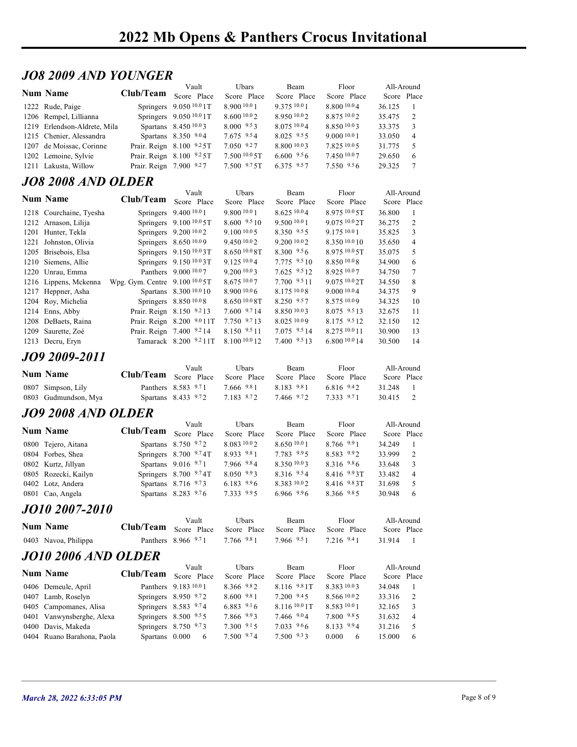# 2022 Mb Opens & Panthers Crocus Invitational

## JO8 2009 AND YOUNGER

| Num | Name | Club/Team | Vault Score | Vault Place | Ubars Score | Ubars Place | Beam Score | Beam Place | Floor Score | Floor Place | All-Around Score | All-Around Place |
|---|---|---|---|---|---|---|---|---|---|---|---|---|
| 1222 | Rude, Paige | Springers | 9.050 10.0 | 1T | 8.900 10.0 | 1 | 9.375 10.0 | 1 | 8.800 10.0 | 4 | 36.125 | 1 |
| 1206 | Rempel, Lillianna | Springers | 9.050 10.0 | 1T | 8.600 10.0 | 2 | 8.950 10.0 | 2 | 8.875 10.0 | 2 | 35.475 | 2 |
| 1219 | Erlendson-Aldrete, Mila | Spartans | 8.450 10.0 | 3 | 8.000 9.5 | 3 | 8.075 10.0 | 4 | 8.850 10.0 | 3 | 33.375 | 3 |
| 1215 | Chenier, Alessandra | Spartans | 8.350 9.0 | 4 | 7.675 9.5 | 4 | 8.025 9.5 | 5 | 9.000 10.0 | 1 | 33.050 | 4 |
| 1207 | de Moissac, Corinne | Prair. Reign | 8.100 9.2 | 5T | 7.050 9.2 | 7 | 8.800 10.0 | 3 | 7.825 10.0 | 5 | 31.775 | 5 |
| 1202 | Lemoine, Sylvie | Prair. Reign | 8.100 9.2 | 5T | 7.500 10.0 | 5T | 6.600 9.5 | 6 | 7.450 10.0 | 7 | 29.650 | 6 |
| 1211 | Lakusta, Willow | Prair. Reign | 7.900 9.2 | 7 | 7.500 9.7 | 5T | 6.375 9.5 | 7 | 7.550 9.5 | 6 | 29.325 | 7 |

## JO8 2008 AND OLDER

| Num | Name | Club/Team | Vault Score | Vault Place | Ubars Score | Ubars Place | Beam Score | Beam Place | Floor Score | Floor Place | All-Around Score | All-Around Place |
|---|---|---|---|---|---|---|---|---|---|---|---|---|
| 1218 | Courchaine, Tyesha | Springers | 9.400 10.0 | 1 | 9.800 10.0 | 1 | 8.625 10.0 | 4 | 8.975 10.0 | 5T | 36.800 | 1 |
| 1212 | Arnason, Lilija | Springers | 9.100 10.0 | 5T | 8.600 9.5 | 10 | 9.500 10.0 | 1 | 9.075 10.0 | 2T | 36.275 | 2 |
| 1201 | Hunter, Tekla | Springers | 9.200 10.0 | 2 | 9.100 10.0 | 5 | 8.350 9.5 | 5 | 9.175 10.0 | 1 | 35.825 | 3 |
| 1221 | Johnston, Olivia | Springers | 8.650 10.0 | 9 | 9.450 10.0 | 2 | 9.200 10.0 | 2 | 8.350 10.0 | 10 | 35.650 | 4 |
| 1205 | Brisebois, Elsa | Springers | 9.150 10.0 | 3T | 8.650 10.0 | 8T | 8.300 9.5 | 6 | 8.975 10.0 | 5T | 35.075 | 5 |
| 1210 | Siemens, Allie | Springers | 9.150 10.0 | 3T | 9.125 10.0 | 4 | 7.775 9.5 | 10 | 8.850 10.0 | 8 | 34.900 | 6 |
| 1220 | Unrau, Emma | Panthers | 9.000 10.0 | 7 | 9.200 10.0 | 3 | 7.625 9.5 | 12 | 8.925 10.0 | 7 | 34.750 | 7 |
| 1216 | Lippens, Mckenna | Wpg. Gym. Centre | 9.100 10.0 | 5T | 8.675 10.0 | 7 | 7.700 9.5 | 11 | 9.075 10.0 | 2T | 34.550 | 8 |
| 1217 | Heppner, Asha | Spartans | 8.300 10.0 | 10 | 8.900 10.0 | 6 | 8.175 10.0 | 8 | 9.000 10.0 | 4 | 34.375 | 9 |
| 1204 | Roy, Michelia | Springers | 8.850 10.0 | 8 | 8.650 10.0 | 8T | 8.250 9.5 | 7 | 8.575 10.0 | 9 | 34.325 | 10 |
| 1214 | Enns, Abby | Prair. Reign | 8.150 9.2 | 13 | 7.600 9.7 | 14 | 8.850 10.0 | 3 | 8.075 9.5 | 13 | 32.675 | 11 |
| 1208 | DeBaets, Raina | Prair. Reign | 8.200 9.0 | 11T | 7.750 9.7 | 13 | 8.025 10.0 | 9 | 8.175 9.5 | 12 | 32.150 | 12 |
| 1209 | Saurette, Zoé | Prair. Reign | 7.400 9.2 | 14 | 8.150 9.5 | 11 | 7.075 9.5 | 14 | 8.275 10.0 | 11 | 30.900 | 13 |
| 1213 | Decru, Eryn | Tamarack | 8.200 9.2 | 11T | 8.100 10.0 | 12 | 7.400 9.5 | 13 | 6.800 10.0 | 14 | 30.500 | 14 |

## JO9 2009-2011

| Num | Name | Club/Team | Vault Score | Vault Place | Ubars Score | Ubars Place | Beam Score | Beam Place | Floor Score | Floor Place | All-Around Score | All-Around Place |
|---|---|---|---|---|---|---|---|---|---|---|---|---|
| 0807 | Simpson, Lily | Panthers | 8.583 9.7 | 1 | 7.666 9.8 | 1 | 8.183 9.8 | 1 | 6.816 9.4 | 2 | 31.248 | 1 |
| 0803 | Gudmundson, Mya | Spartans | 8.433 9.7 | 2 | 7.183 8.7 | 2 | 7.466 9.7 | 2 | 7.333 9.7 | 1 | 30.415 | 2 |

## JO9 2008 AND OLDER

| Num | Name | Club/Team | Vault Score | Vault Place | Ubars Score | Ubars Place | Beam Score | Beam Place | Floor Score | Floor Place | All-Around Score | All-Around Place |
|---|---|---|---|---|---|---|---|---|---|---|---|---|
| 0800 | Tejero, Aitana | Spartans | 8.750 9.7 | 2 | 8.083 10.0 | 2 | 8.650 10.0 | 1 | 8.766 9.9 | 1 | 34.249 | 1 |
| 0804 | Forbes, Shea | Springers | 8.700 9.7 | 4T | 8.933 9.8 | 1 | 7.783 9.9 | 5 | 8.583 9.9 | 2 | 33.999 | 2 |
| 0802 | Kurtz, Jillyan | Spartans | 9.016 9.7 | 1 | 7.966 9.8 | 4 | 8.350 10.0 | 3 | 8.316 9.8 | 6 | 33.648 | 3 |
| 0805 | Rozecki, Kailyn | Springers | 8.700 9.7 | 4T | 8.050 9.9 | 3 | 8.316 9.5 | 4 | 8.416 9.9 | 3T | 33.482 | 4 |
| 0402 | Lotz, Andera | Spartans | 8.716 9.7 | 3 | 6.183 9.9 | 6 | 8.383 10.0 | 2 | 8.416 9.8 | 3T | 31.698 | 5 |
| 0801 | Cao, Angela | Spartans | 8.283 9.7 | 6 | 7.333 9.9 | 5 | 6.966 9.9 | 6 | 8.366 9.8 | 5 | 30.948 | 6 |

## JO10 2007-2010

| Num | Name | Club/Team | Vault Score | Vault Place | Ubars Score | Ubars Place | Beam Score | Beam Place | Floor Score | Floor Place | All-Around Score | All-Around Place |
|---|---|---|---|---|---|---|---|---|---|---|---|---|
| 0403 | Navoa, Philippa | Panthers | 8.966 9.7 | 1 | 7.766 9.8 | 1 | 7.966 9.5 | 1 | 7.216 9.4 | 1 | 31.914 | 1 |

## JO10 2006 AND OLDER

| Num | Name | Club/Team | Vault Score | Vault Place | Ubars Score | Ubars Place | Beam Score | Beam Place | Floor Score | Floor Place | All-Around Score | All-Around Place |
|---|---|---|---|---|---|---|---|---|---|---|---|---|
| 0406 | Demeule, April | Panthers | 9.183 10.0 | 1 | 8.366 9.8 | 2 | 8.116 9.8 | 1T | 8.383 10.0 | 3 | 34.048 | 1 |
| 0407 | Lamb, Roselyn | Springers | 8.950 9.7 | 2 | 8.600 9.8 | 1 | 7.200 9.4 | 5 | 8.566 10.0 | 2 | 33.316 | 2 |
| 0405 | Campomanes, Alisa | Springers | 8.583 9.7 | 4 | 6.883 9.1 | 6 | 8.116 10.0 | 1T | 8.583 10.0 | 1 | 32.165 | 3 |
| 0401 | Vanwynsberghe, Alexa | Springers | 8.500 9.5 | 5 | 7.866 9.9 | 3 | 7.466 9.0 | 4 | 7.800 9.8 | 5 | 31.632 | 4 |
| 0400 | Davis, Makeda | Springers | 8.750 9.7 | 3 | 7.300 9.1 | 5 | 7.033 9.6 | 6 | 8.133 9.9 | 4 | 31.216 | 5 |
| 0404 | Ruano Barahona, Paola | Spartans | 0.000 | 6 | 7.500 9.7 | 4 | 7.500 9.3 | 3 | 0.000 | 6 | 15.000 | 6 |

*March 28, 2022 6:33:05 PM*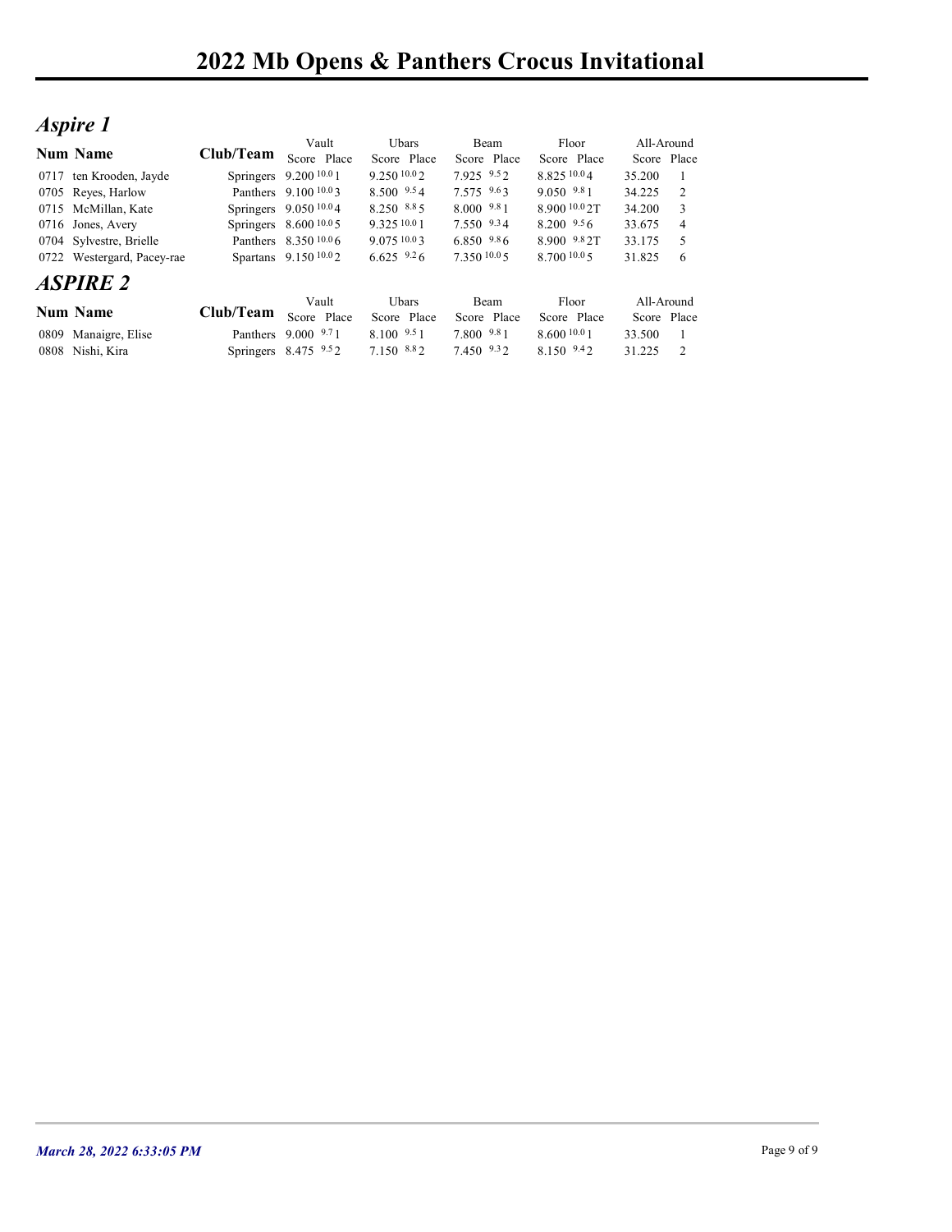# 2022 Mb Opens & Panthers Crocus Invitational

## *Aspire 1*

| Num | Name | Club/Team | Vault Score | Vault Place | Ubars Score | Ubars Place | Beam Score | Beam Place | Floor Score | Floor Place | All-Around Score | All-Around Place |
|---|---|---|---|---|---|---|---|---|---|---|---|---|
| 0717 | ten Krooden, Jayde | Springers | 9.200 10.0 | 1 | 9.250 10.0 | 2 | 7.925 9.5 | 2 | 8.825 10.0 | 4 | 35.200 | 1 |
| 0705 | Reyes, Harlow | Panthers | 9.100 10.0 | 3 | 8.500 9.5 | 4 | 7.575 9.6 | 3 | 9.050 9.8 | 1 | 34.225 | 2 |
| 0715 | McMillan, Kate | Springers | 9.050 10.0 | 4 | 8.250 8.8 | 5 | 8.000 9.8 | 1 | 8.900 10.0 | 2T | 34.200 | 3 |
| 0716 | Jones, Avery | Springers | 8.600 10.0 | 5 | 9.325 10.0 | 1 | 7.550 9.3 | 4 | 8.200 9.5 | 6 | 33.675 | 4 |
| 0704 | Sylvestre, Brielle | Panthers | 8.350 10.0 | 6 | 9.075 10.0 | 3 | 6.850 9.8 | 6 | 8.900 9.8 | 2T | 33.175 | 5 |
| 0722 | Westergard, Pacey-rae | Spartans | 9.150 10.0 | 2 | 6.625 9.2 | 6 | 7.350 10.0 | 5 | 8.700 10.0 | 5 | 31.825 | 6 |

## *ASPIRE 2*

| Num | Name | Club/Team | Vault Score | Vault Place | Ubars Score | Ubars Place | Beam Score | Beam Place | Floor Score | Floor Place | All-Around Score | All-Around Place |
|---|---|---|---|---|---|---|---|---|---|---|---|---|
| 0809 | Manaigre, Elise | Panthers | 9.000 9.7 | 1 | 8.100 9.5 | 1 | 7.800 9.8 | 1 | 8.600 10.0 | 1 | 33.500 | 1 |
| 0808 | Nishi, Kira | Springers | 8.475 9.5 | 2 | 7.150 8.8 | 2 | 7.450 9.3 | 2 | 8.150 9.4 | 2 | 31.225 | 2 |

*March 28, 2022 6:33:05 PM*